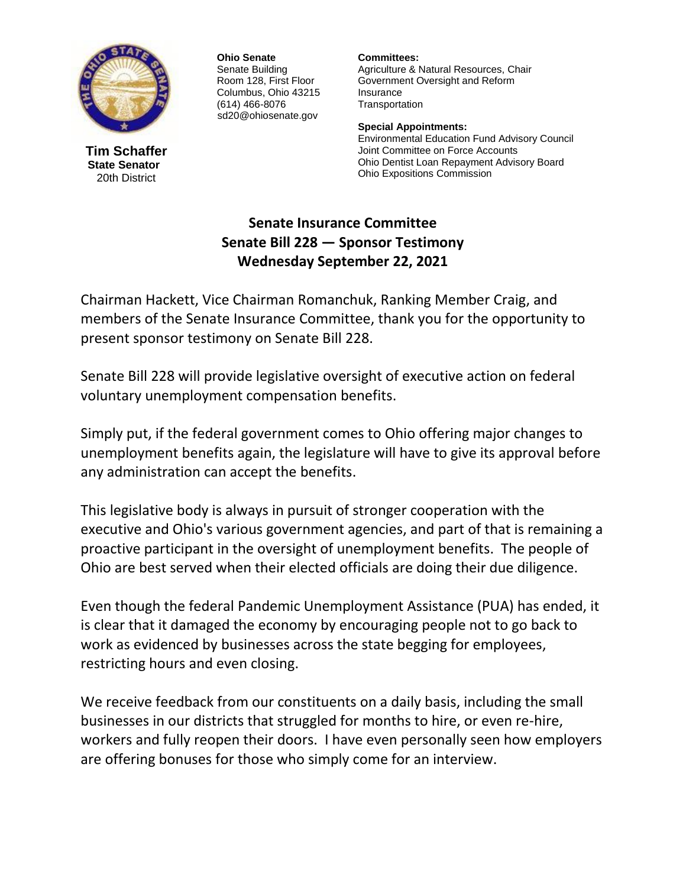**Tim Schaffer**
**State Senator**
20th District

**Ohio Senate**
Senate Building
Room 128, First Floor
Columbus, Ohio 43215
(614) 466-8076
sd20@ohiosenate.gov

**Committees:**
Agriculture & Natural Resources, Chair
Government Oversight and Reform
Insurance
Transportation

**Special Appointments:**
Environmental Education Fund Advisory Council
Joint Committee on Force Accounts
Ohio Dentist Loan Repayment Advisory Board
Ohio Expositions Commission

## Senate Insurance Committee
## Senate Bill 228 — Sponsor Testimony
## Wednesday September 22, 2021

Chairman Hackett, Vice Chairman Romanchuk, Ranking Member Craig, and members of the Senate Insurance Committee, thank you for the opportunity to present sponsor testimony on Senate Bill 228.

Senate Bill 228 will provide legislative oversight of executive action on federal voluntary unemployment compensation benefits.

Simply put, if the federal government comes to Ohio offering major changes to unemployment benefits again, the legislature will have to give its approval before any administration can accept the benefits.

This legislative body is always in pursuit of stronger cooperation with the executive and Ohio's various government agencies, and part of that is remaining a proactive participant in the oversight of unemployment benefits. The people of Ohio are best served when their elected officials are doing their due diligence.

Even though the federal Pandemic Unemployment Assistance (PUA) has ended, it is clear that it damaged the economy by encouraging people not to go back to work as evidenced by businesses across the state begging for employees, restricting hours and even closing.

We receive feedback from our constituents on a daily basis, including the small businesses in our districts that struggled for months to hire, or even re-hire, workers and fully reopen their doors. I have even personally seen how employers are offering bonuses for those who simply come for an interview.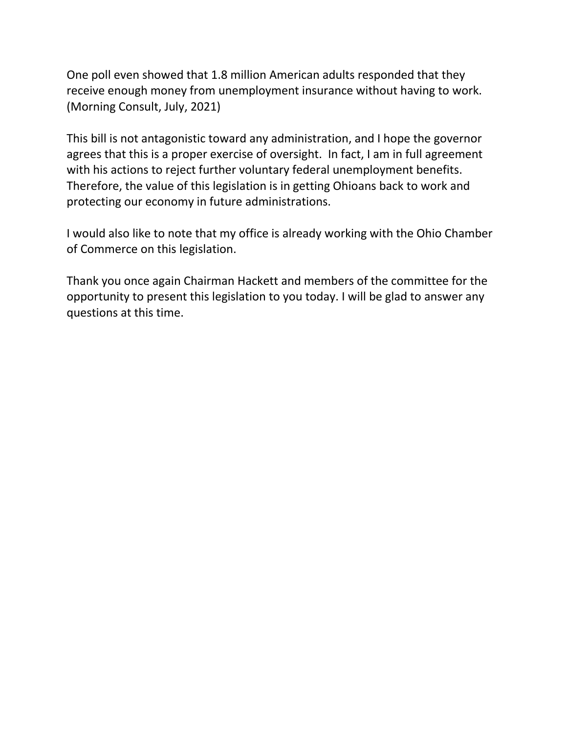One poll even showed that 1.8 million American adults responded that they receive enough money from unemployment insurance without having to work. (Morning Consult, July, 2021)

This bill is not antagonistic toward any administration, and I hope the governor agrees that this is a proper exercise of oversight. In fact, I am in full agreement with his actions to reject further voluntary federal unemployment benefits. Therefore, the value of this legislation is in getting Ohioans back to work and protecting our economy in future administrations.

I would also like to note that my office is already working with the Ohio Chamber of Commerce on this legislation.

Thank you once again Chairman Hackett and members of the committee for the opportunity to present this legislation to you today. I will be glad to answer any questions at this time.